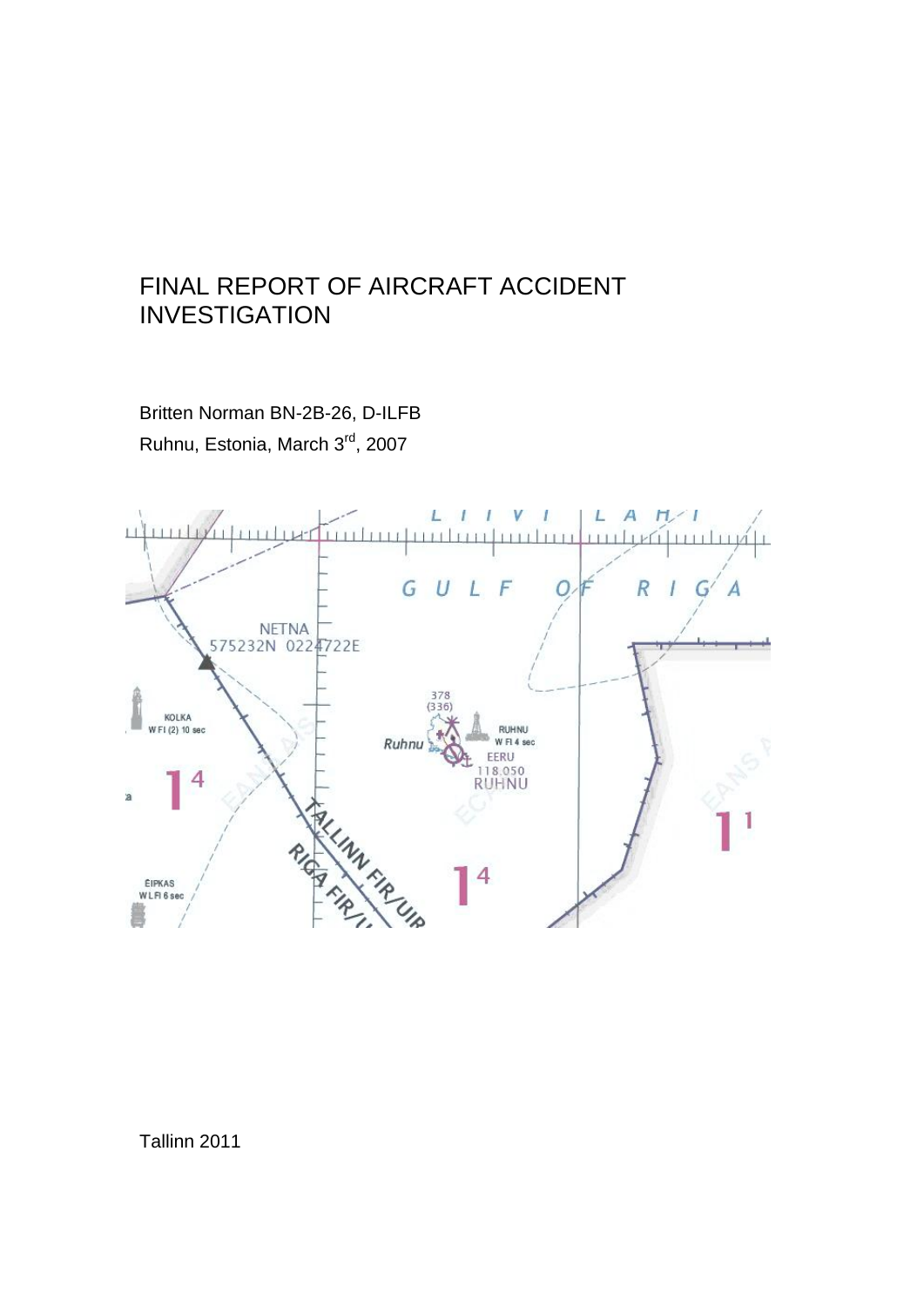# FINAL REPORT OF AIRCRAFT ACCIDENT INVESTIGATION

Britten Norman BN-2B-26, D-ILFB

Ruhnu, Estonia, March 3rd, 2007

Tallinn 2011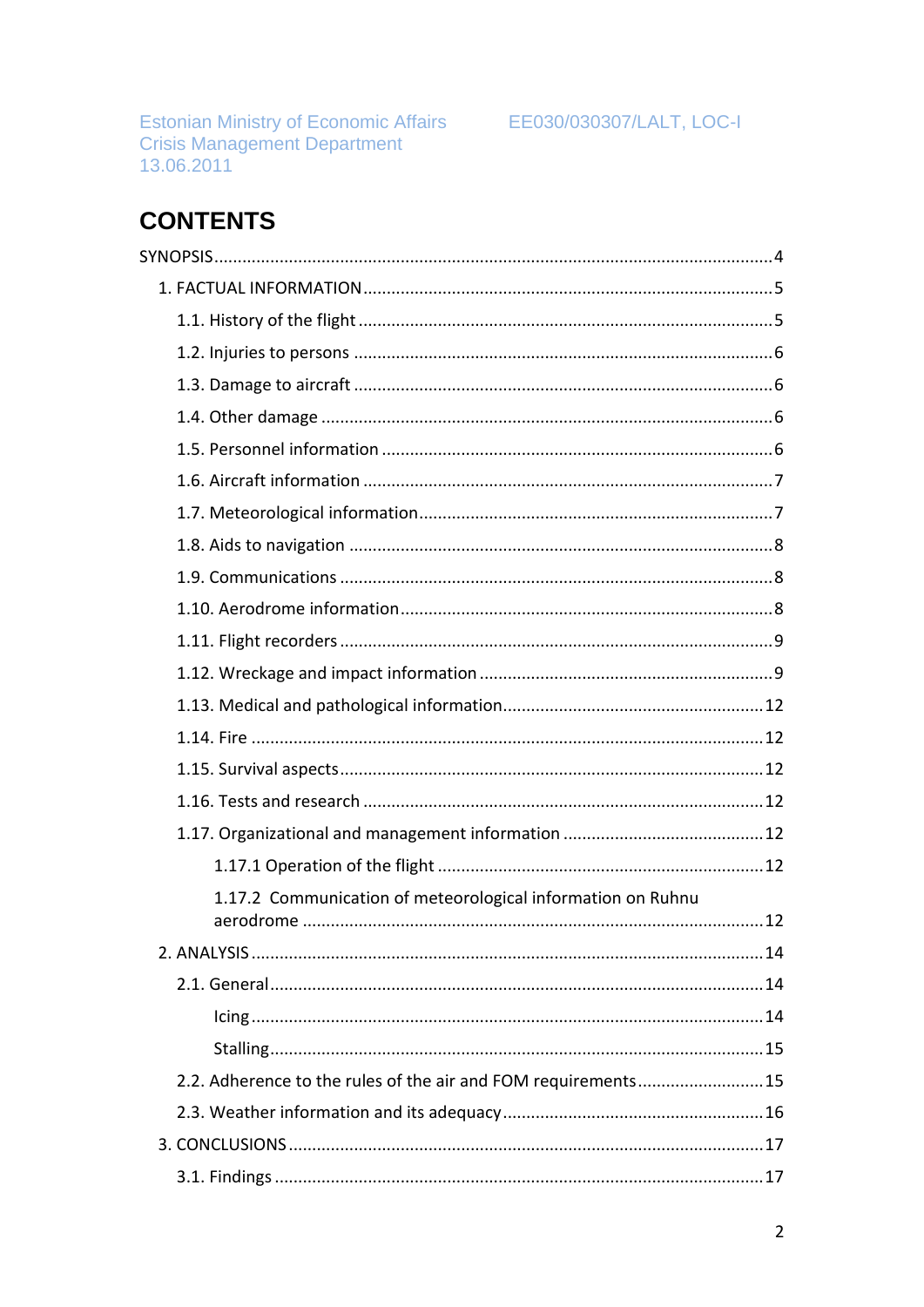# CONTENTS

SYNOPSIS ..... 4

- 1. FACTUAL INFORMATION ..... 5
  - 1.1. History of the flight ..... 5
  - 1.2. Injuries to persons ..... 6
  - 1.3. Damage to aircraft ..... 6
  - 1.4. Other damage ..... 6
  - 1.5. Personnel information ..... 6
  - 1.6. Aircraft information ..... 7
  - 1.7. Meteorological information ..... 7
  - 1.8. Aids to navigation ..... 8
  - 1.9. Communications ..... 8
  - 1.10. Aerodrome information ..... 8
  - 1.11. Flight recorders ..... 9
  - 1.12. Wreckage and impact information ..... 9
  - 1.13. Medical and pathological information ..... 12
  - 1.14. Fire ..... 12
  - 1.15. Survival aspects ..... 12
  - 1.16. Tests and research ..... 12
  - 1.17. Organizational and management information ..... 12
    - 1.17.1 Operation of the flight ..... 12
    - 1.17.2 Communication of meteorological information on Ruhnu aerodrome ..... 12
- 2. ANALYSIS ..... 14
  - 2.1. General ..... 14
    - Icing ..... 14
    - Stalling ..... 15
  - 2.2. Adherence to the rules of the air and FOM requirements ..... 15
  - 2.3. Weather information and its adequacy ..... 16
- 3. CONCLUSIONS ..... 17
  - 3.1. Findings ..... 17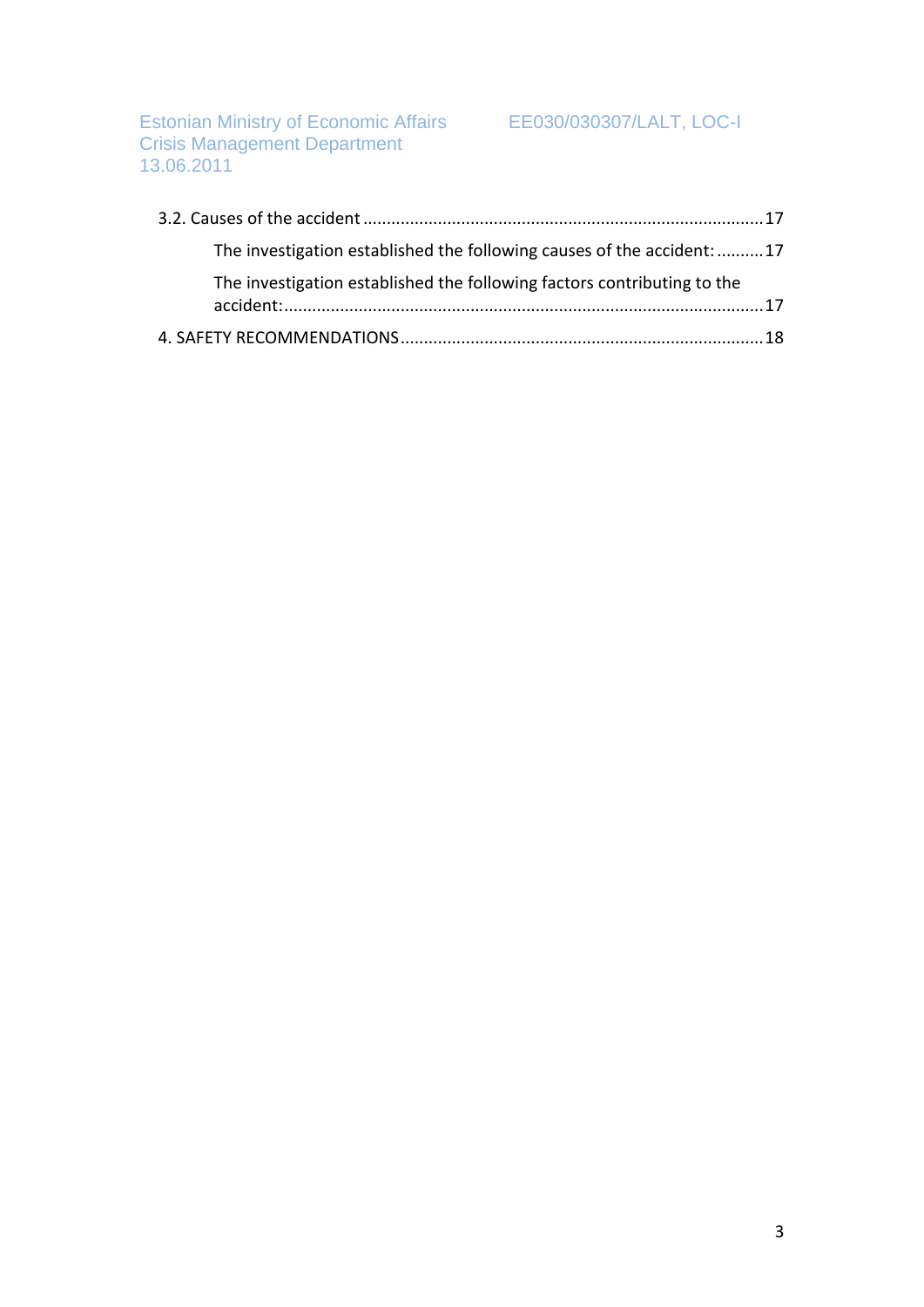3.2. Causes of the accident ..................................................................................... 17

The investigation established the following causes of the accident: .......... 17

The investigation established the following factors contributing to the accident: ..................................................................................................... 17

4. SAFETY RECOMMENDATIONS ............................................................................. 18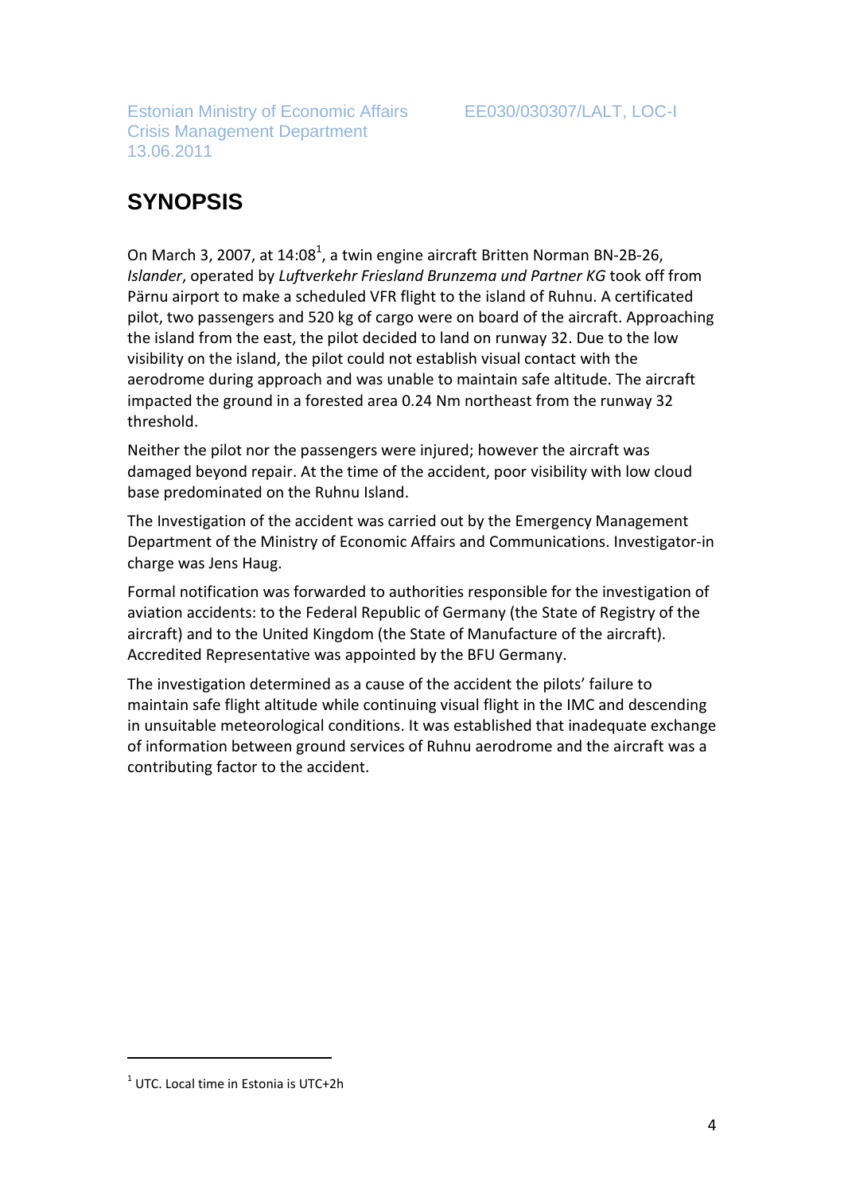# SYNOPSIS

On March 3, 2007, at 14:08[1], a twin engine aircraft Britten Norman BN-2B-26, *Islander*, operated by *Luftverkehr Friesland Brunzema und Partner KG* took off from Pärnu airport to make a scheduled VFR flight to the island of Ruhnu. A certificated pilot, two passengers and 520 kg of cargo were on board of the aircraft. Approaching the island from the east, the pilot decided to land on runway 32. Due to the low visibility on the island, the pilot could not establish visual contact with the aerodrome during approach and was unable to maintain safe altitude. The aircraft impacted the ground in a forested area 0.24 Nm northeast from the runway 32 threshold.

Neither the pilot nor the passengers were injured; however the aircraft was damaged beyond repair. At the time of the accident, poor visibility with low cloud base predominated on the Ruhnu Island.

The Investigation of the accident was carried out by the Emergency Management Department of the Ministry of Economic Affairs and Communications. Investigator-in charge was Jens Haug.

Formal notification was forwarded to authorities responsible for the investigation of aviation accidents: to the Federal Republic of Germany (the State of Registry of the aircraft) and to the United Kingdom (the State of Manufacture of the aircraft). Accredited Representative was appointed by the BFU Germany.

The investigation determined as a cause of the accident the pilots' failure to maintain safe flight altitude while continuing visual flight in the IMC and descending in unsuitable meteorological conditions. It was established that inadequate exchange of information between ground services of Ruhnu aerodrome and the aircraft was a contributing factor to the accident.

[1] UTC. Local time in Estonia is UTC+2h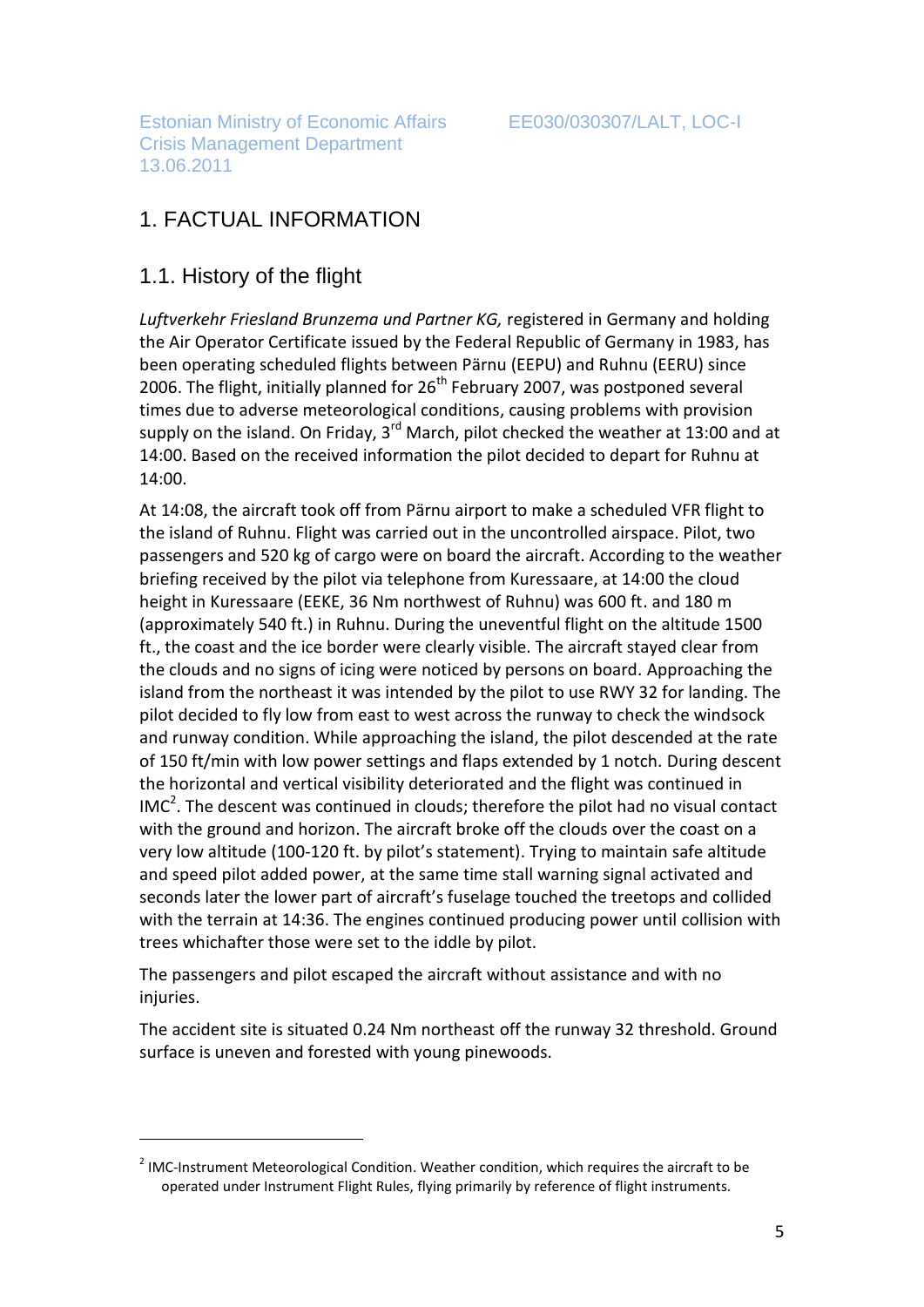# 1. FACTUAL INFORMATION

## 1.1. History of the flight

*Luftverkehr Friesland Brunzema und Partner KG,* registered in Germany and holding the Air Operator Certificate issued by the Federal Republic of Germany in 1983, has been operating scheduled flights between Pärnu (EEPU) and Ruhnu (EERU) since 2006. The flight, initially planned for 26th February 2007, was postponed several times due to adverse meteorological conditions, causing problems with provision supply on the island. On Friday, 3rd March, pilot checked the weather at 13:00 and at 14:00. Based on the received information the pilot decided to depart for Ruhnu at 14:00.

At 14:08, the aircraft took off from Pärnu airport to make a scheduled VFR flight to the island of Ruhnu. Flight was carried out in the uncontrolled airspace. Pilot, two passengers and 520 kg of cargo were on board the aircraft. According to the weather briefing received by the pilot via telephone from Kuressaare, at 14:00 the cloud height in Kuressaare (EEKE, 36 Nm northwest of Ruhnu) was 600 ft. and 180 m (approximately 540 ft.) in Ruhnu. During the uneventful flight on the altitude 1500 ft., the coast and the ice border were clearly visible. The aircraft stayed clear from the clouds and no signs of icing were noticed by persons on board. Approaching the island from the northeast it was intended by the pilot to use RWY 32 for landing. The pilot decided to fly low from east to west across the runway to check the windsock and runway condition. While approaching the island, the pilot descended at the rate of 150 ft/min with low power settings and flaps extended by 1 notch. During descent the horizontal and vertical visibility deteriorated and the flight was continued in IMC[2]. The descent was continued in clouds; therefore the pilot had no visual contact with the ground and horizon. The aircraft broke off the clouds over the coast on a very low altitude (100-120 ft. by pilot's statement). Trying to maintain safe altitude and speed pilot added power, at the same time stall warning signal activated and seconds later the lower part of aircraft's fuselage touched the treetops and collided with the terrain at 14:36. The engines continued producing power until collision with trees whichafter those were set to the iddle by pilot.

The passengers and pilot escaped the aircraft without assistance and with no injuries.

The accident site is situated 0.24 Nm northeast off the runway 32 threshold. Ground surface is uneven and forested with young pinewoods.

[2] IMC-Instrument Meteorological Condition. Weather condition, which requires the aircraft to be operated under Instrument Flight Rules, flying primarily by reference of flight instruments.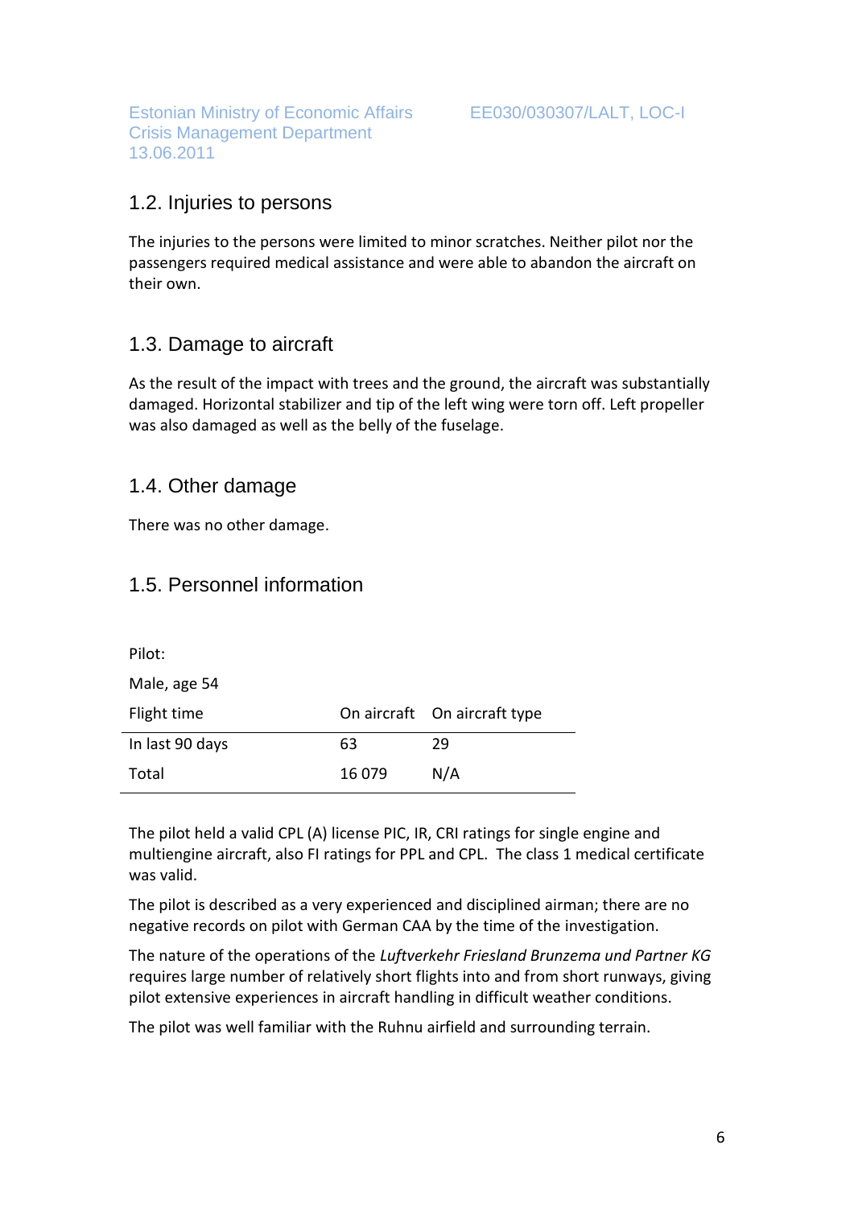## 1.2. Injuries to persons

The injuries to the persons were limited to minor scratches. Neither pilot nor the passengers required medical assistance and were able to abandon the aircraft on their own.

## 1.3. Damage to aircraft

As the result of the impact with trees and the ground, the aircraft was substantially damaged. Horizontal stabilizer and tip of the left wing were torn off. Left propeller was also damaged as well as the belly of the fuselage.

## 1.4. Other damage

There was no other damage.

## 1.5. Personnel information

Pilot:

Male, age 54

| Flight time | On aircraft | On aircraft type |
|---|---|---|
| In last 90 days | 63 | 29 |
| Total | 16 079 | N/A |

The pilot held a valid CPL (A) license PIC, IR, CRI ratings for single engine and multiengine aircraft, also FI ratings for PPL and CPL. The class 1 medical certificate was valid.

The pilot is described as a very experienced and disciplined airman; there are no negative records on pilot with German CAA by the time of the investigation.

The nature of the operations of the *Luftverkehr Friesland Brunzema und Partner KG* requires large number of relatively short flights into and from short runways, giving pilot extensive experiences in aircraft handling in difficult weather conditions.

The pilot was well familiar with the Ruhnu airfield and surrounding terrain.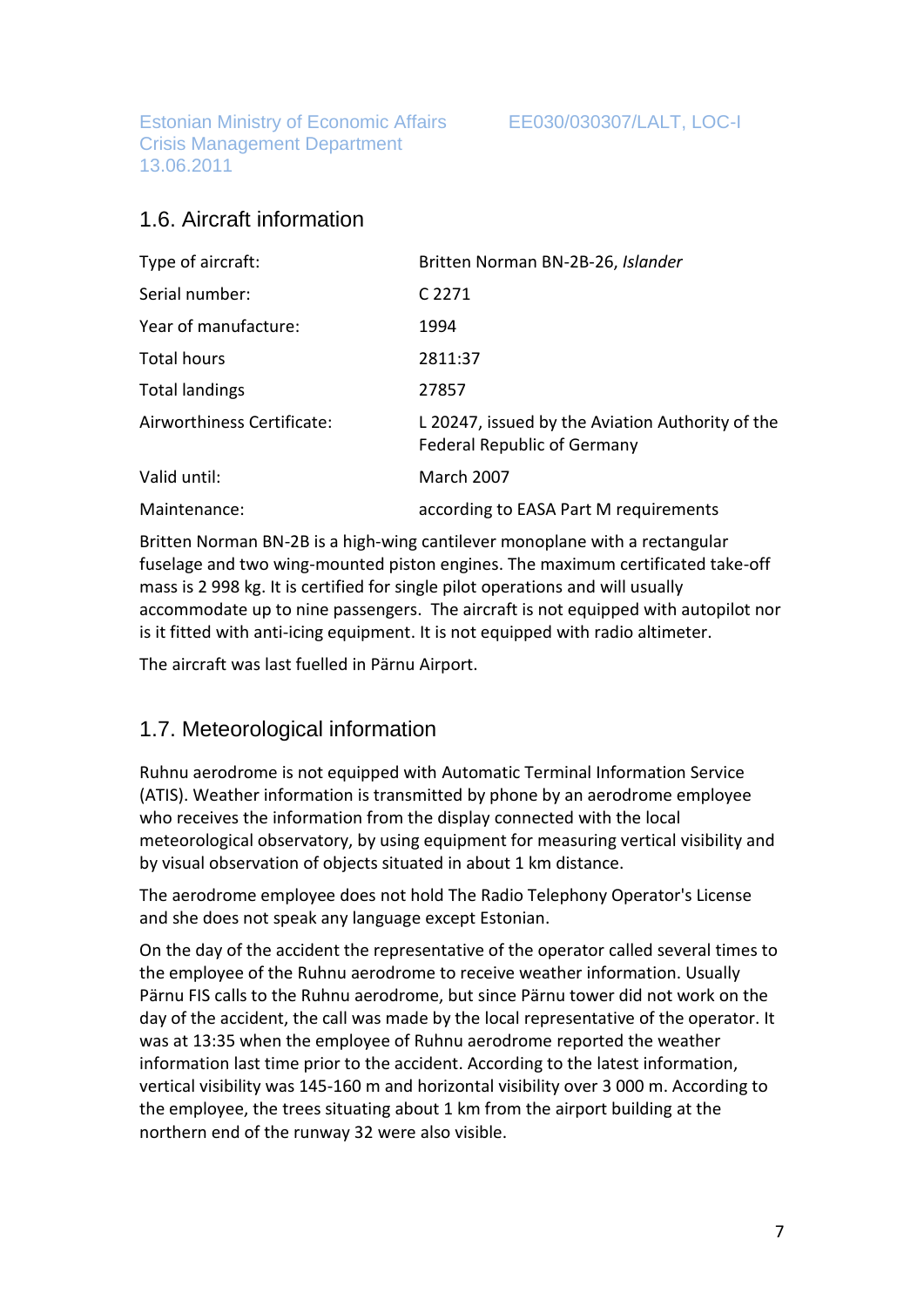## 1.6. Aircraft information

| | |
|---|---|
| Type of aircraft: | Britten Norman BN-2B-26, *Islander* |
| Serial number: | C 2271 |
| Year of manufacture: | 1994 |
| Total hours | 2811:37 |
| Total landings | 27857 |
| Airworthiness Certificate: | L 20247, issued by the Aviation Authority of the Federal Republic of Germany |
| Valid until: | March 2007 |
| Maintenance: | according to EASA Part M requirements |

Britten Norman BN-2B is a high-wing cantilever monoplane with a rectangular fuselage and two wing-mounted piston engines. The maximum certificated take-off mass is 2 998 kg. It is certified for single pilot operations and will usually accommodate up to nine passengers. The aircraft is not equipped with autopilot nor is it fitted with anti-icing equipment. It is not equipped with radio altimeter.

The aircraft was last fuelled in Pärnu Airport.

## 1.7. Meteorological information

Ruhnu aerodrome is not equipped with Automatic Terminal Information Service (ATIS). Weather information is transmitted by phone by an aerodrome employee who receives the information from the display connected with the local meteorological observatory, by using equipment for measuring vertical visibility and by visual observation of objects situated in about 1 km distance.

The aerodrome employee does not hold The Radio Telephony Operator's License and she does not speak any language except Estonian.

On the day of the accident the representative of the operator called several times to the employee of the Ruhnu aerodrome to receive weather information. Usually Pärnu FIS calls to the Ruhnu aerodrome, but since Pärnu tower did not work on the day of the accident, the call was made by the local representative of the operator. It was at 13:35 when the employee of Ruhnu aerodrome reported the weather information last time prior to the accident. According to the latest information, vertical visibility was 145-160 m and horizontal visibility over 3 000 m. According to the employee, the trees situating about 1 km from the airport building at the northern end of the runway 32 were also visible.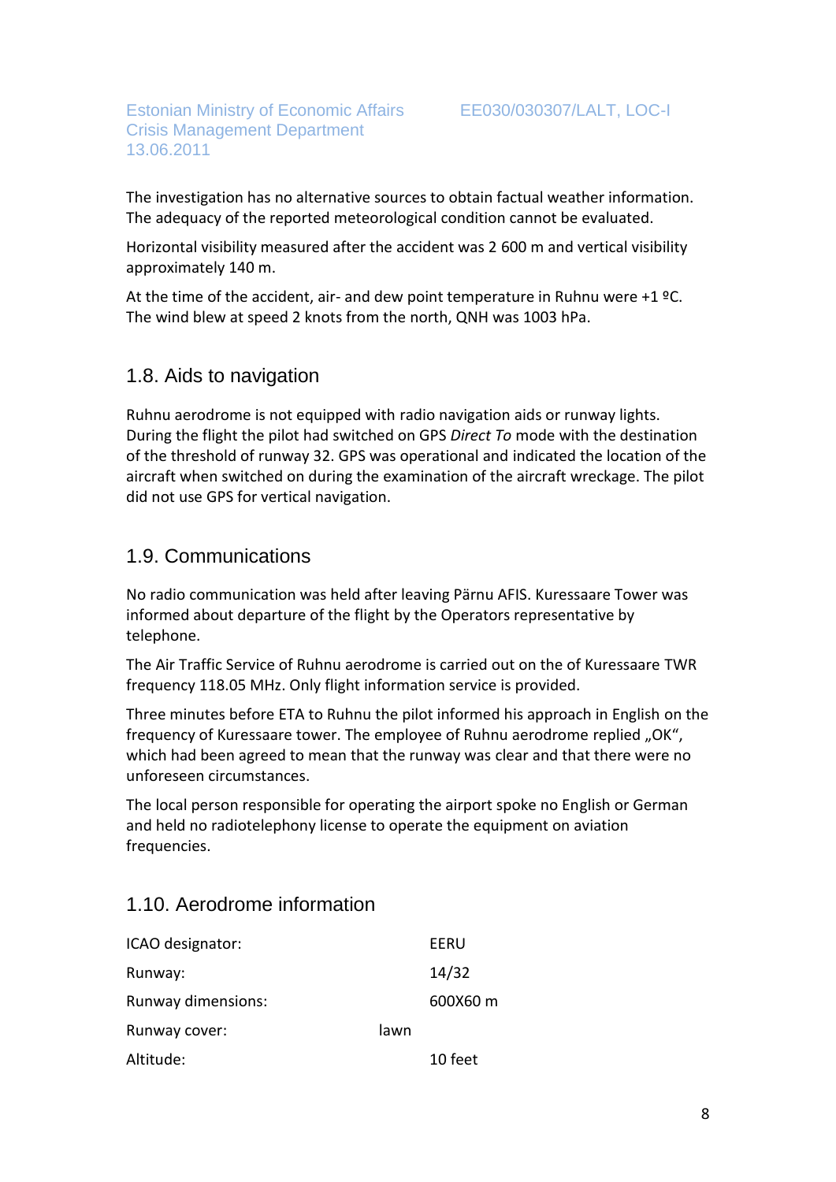The investigation has no alternative sources to obtain factual weather information. The adequacy of the reported meteorological condition cannot be evaluated.

Horizontal visibility measured after the accident was 2 600 m and vertical visibility approximately 140 m.

At the time of the accident, air- and dew point temperature in Ruhnu were +1 ºC. The wind blew at speed 2 knots from the north, QNH was 1003 hPa.

## 1.8. Aids to navigation

Ruhnu aerodrome is not equipped with radio navigation aids or runway lights. During the flight the pilot had switched on GPS *Direct To* mode with the destination of the threshold of runway 32. GPS was operational and indicated the location of the aircraft when switched on during the examination of the aircraft wreckage. The pilot did not use GPS for vertical navigation.

## 1.9. Communications

No radio communication was held after leaving Pärnu AFIS. Kuressaare Tower was informed about departure of the flight by the Operators representative by telephone.

The Air Traffic Service of Ruhnu aerodrome is carried out on the of Kuressaare TWR frequency 118.05 MHz. Only flight information service is provided.

Three minutes before ETA to Ruhnu the pilot informed his approach in English on the frequency of Kuressaare tower. The employee of Ruhnu aerodrome replied „OK", which had been agreed to mean that the runway was clear and that there were no unforeseen circumstances.

The local person responsible for operating the airport spoke no English or German and held no radiotelephony license to operate the equipment on aviation frequencies.

## 1.10. Aerodrome information

| | |
|---|---|
| ICAO designator: | EERU |
| Runway: | 14/32 |
| Runway dimensions: | 600X60 m |
| Runway cover: | lawn |
| Altitude: | 10 feet |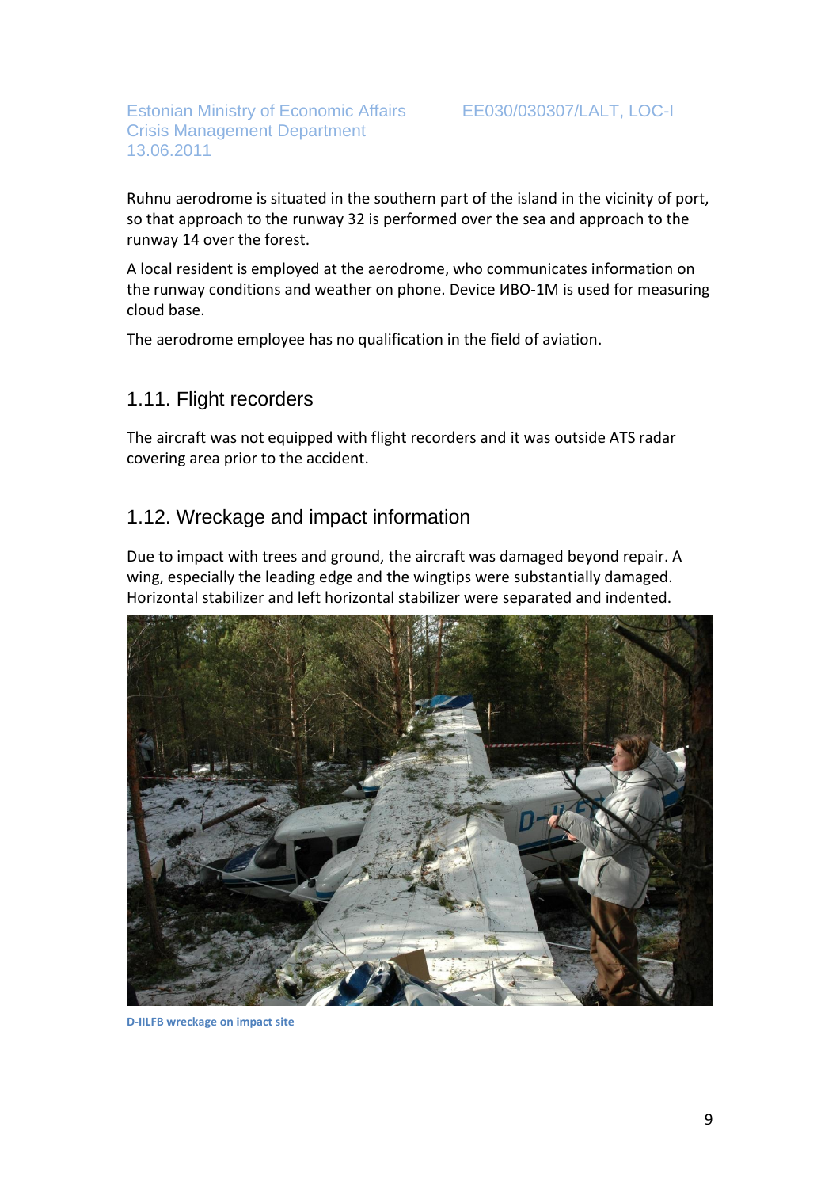Ruhnu aerodrome is situated in the southern part of the island in the vicinity of port, so that approach to the runway 32 is performed over the sea and approach to the runway 14 over the forest.

A local resident is employed at the aerodrome, who communicates information on the runway conditions and weather on phone. Device ИВО-1М is used for measuring cloud base.

The aerodrome employee has no qualification in the field of aviation.

## 1.11. Flight recorders

The aircraft was not equipped with flight recorders and it was outside ATS radar covering area prior to the accident.

## 1.12. Wreckage and impact information

Due to impact with trees and ground, the aircraft was damaged beyond repair. A wing, especially the leading edge and the wingtips were substantially damaged. Horizontal stabilizer and left horizontal stabilizer were separated and indented.

**D-IILFB wreckage on impact site**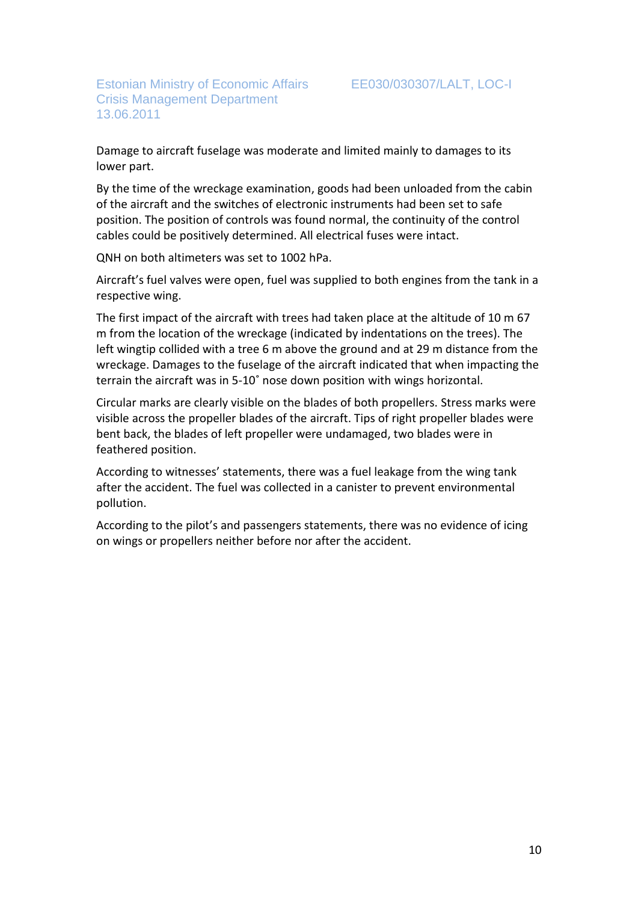Damage to aircraft fuselage was moderate and limited mainly to damages to its lower part.

By the time of the wreckage examination, goods had been unloaded from the cabin of the aircraft and the switches of electronic instruments had been set to safe position. The position of controls was found normal, the continuity of the control cables could be positively determined. All electrical fuses were intact.

QNH on both altimeters was set to 1002 hPa.

Aircraft's fuel valves were open, fuel was supplied to both engines from the tank in a respective wing.

The first impact of the aircraft with trees had taken place at the altitude of 10 m 67 m from the location of the wreckage (indicated by indentations on the trees). The left wingtip collided with a tree 6 m above the ground and at 29 m distance from the wreckage. Damages to the fuselage of the aircraft indicated that when impacting the terrain the aircraft was in 5-10˚ nose down position with wings horizontal.

Circular marks are clearly visible on the blades of both propellers. Stress marks were visible across the propeller blades of the aircraft. Tips of right propeller blades were bent back, the blades of left propeller were undamaged, two blades were in feathered position.

According to witnesses' statements, there was a fuel leakage from the wing tank after the accident. The fuel was collected in a canister to prevent environmental pollution.

According to the pilot's and passengers statements, there was no evidence of icing on wings or propellers neither before nor after the accident.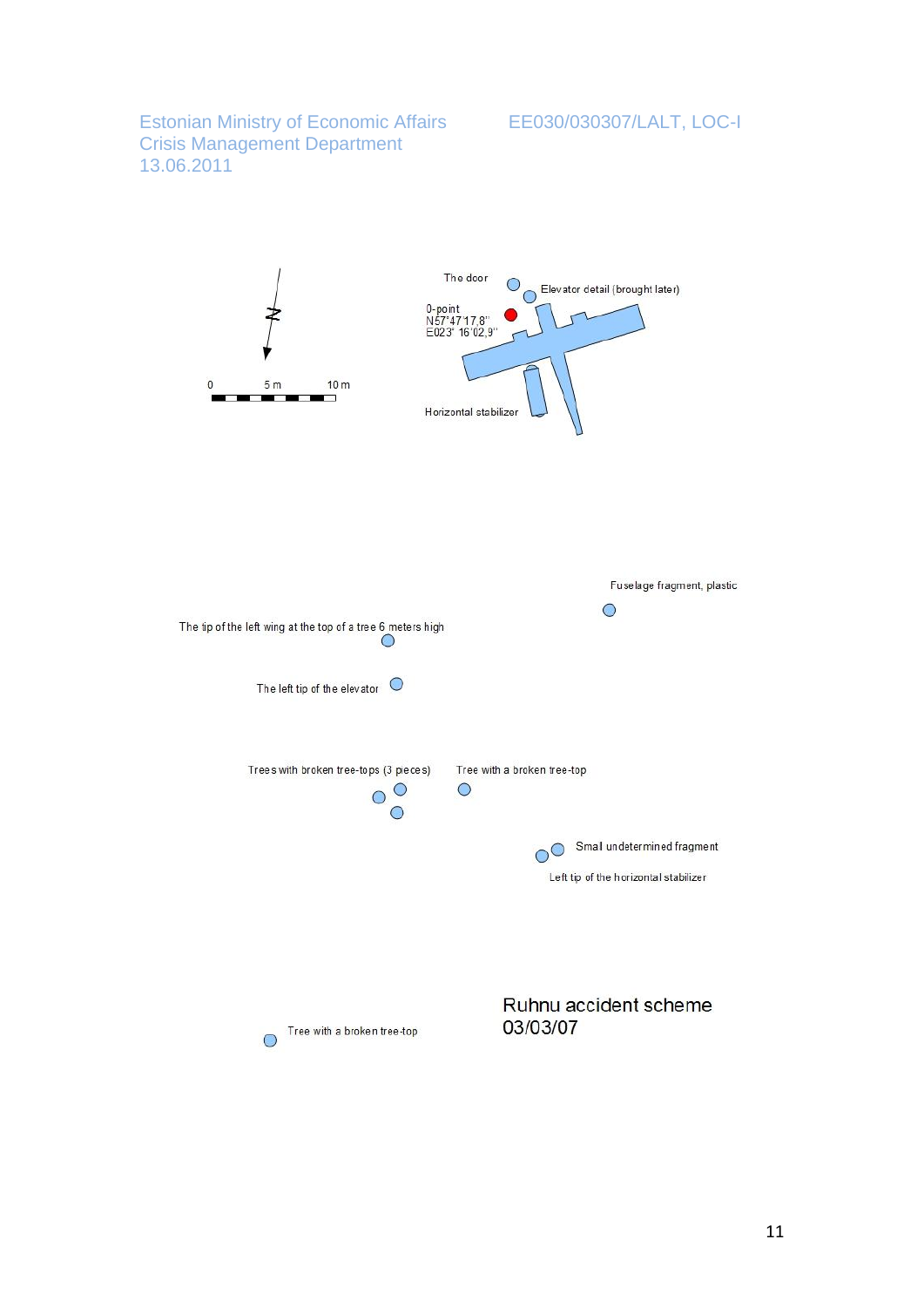Estonian Ministry of Economic Affairs
Crisis Management Department
13.06.2011

EE030/030307/LALT, LOC-I

N

0 5 m 10 m

The door

Elevator detail (brought later)

0-point
N57°47'17,8''
E023° 16'02,9''

Horizontal stabilizer

Fuselage fragment, plastic

The tip of the left wing at the top of a tree 6 meters high

The left tip of the elevator

Trees with broken tree-tops (3 pieces)

Tree with a broken tree-top

Small undetermined fragment

Left tip of the horizontal stabilizer

Tree with a broken tree-top

Ruhnu accident scheme
03/03/07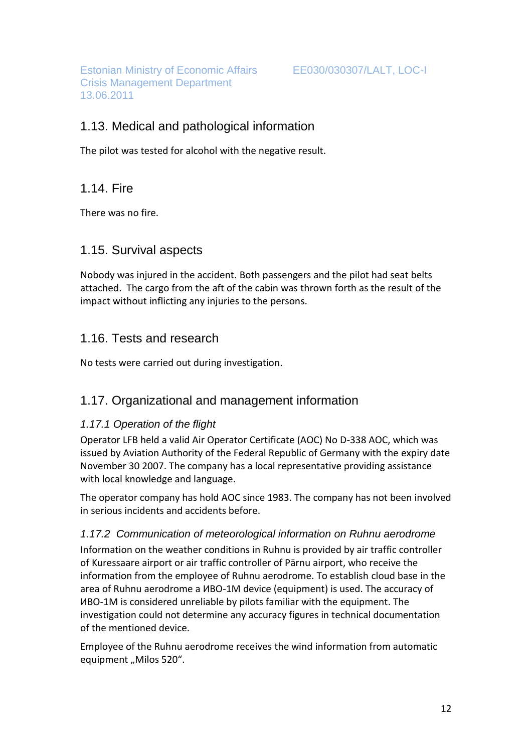## 1.13. Medical and pathological information

The pilot was tested for alcohol with the negative result.

## 1.14. Fire

There was no fire.

## 1.15. Survival aspects

Nobody was injured in the accident. Both passengers and the pilot had seat belts attached. The cargo from the aft of the cabin was thrown forth as the result of the impact without inflicting any injuries to the persons.

## 1.16. Tests and research

No tests were carried out during investigation.

## 1.17. Organizational and management information

### *1.17.1 Operation of the flight*

Operator LFB held a valid Air Operator Certificate (AOC) No D-338 AOC, which was issued by Aviation Authority of the Federal Republic of Germany with the expiry date November 30 2007. The company has a local representative providing assistance with local knowledge and language.

The operator company has hold AOC since 1983. The company has not been involved in serious incidents and accidents before.

### *1.17.2 Communication of meteorological information on Ruhnu aerodrome*

Information on the weather conditions in Ruhnu is provided by air traffic controller of Kuressaare airport or air traffic controller of Pärnu airport, who receive the information from the employee of Ruhnu aerodrome. To establish cloud base in the area of Ruhnu aerodrome a ИВО-1М device (equipment) is used. The accuracy of ИВО-1М is considered unreliable by pilots familiar with the equipment. The investigation could not determine any accuracy figures in technical documentation of the mentioned device.

Employee of the Ruhnu aerodrome receives the wind information from automatic equipment „Milos 520".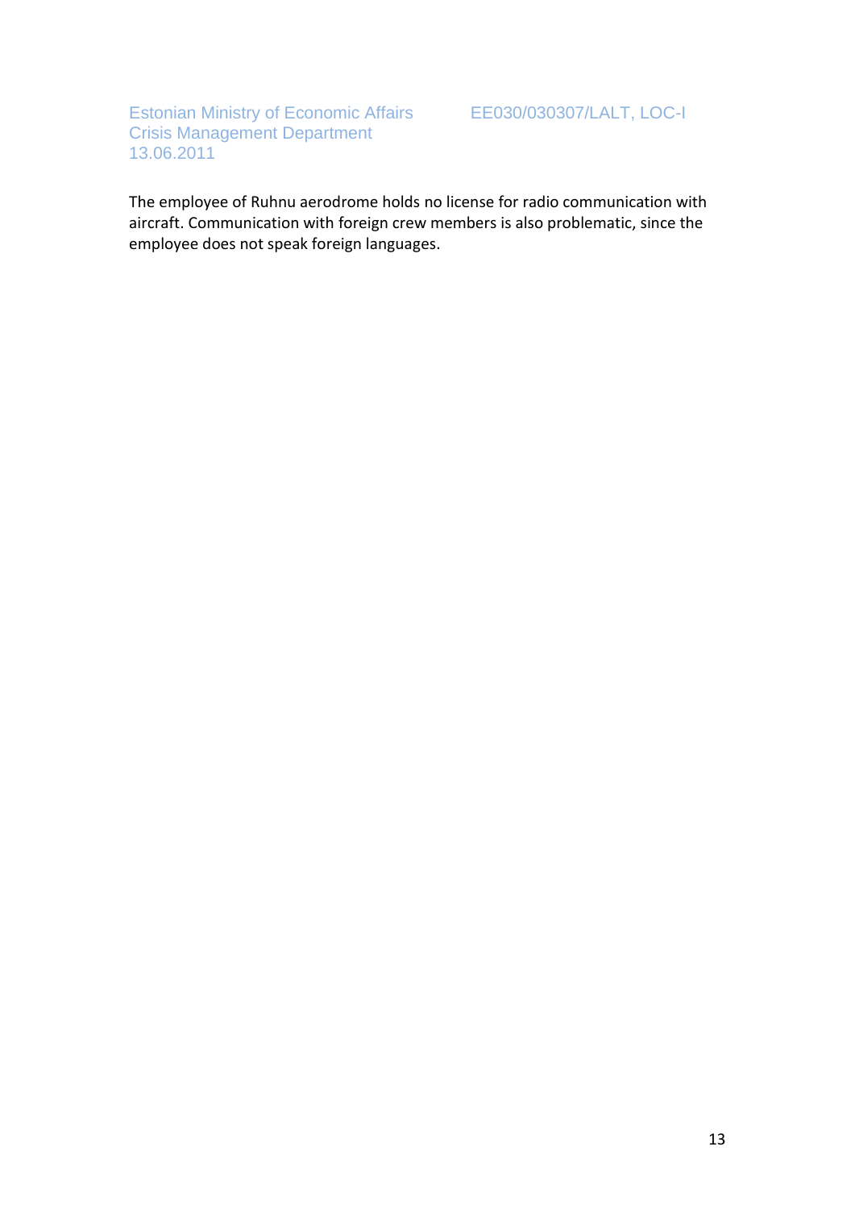The employee of Ruhnu aerodrome holds no license for radio communication with aircraft. Communication with foreign crew members is also problematic, since the employee does not speak foreign languages.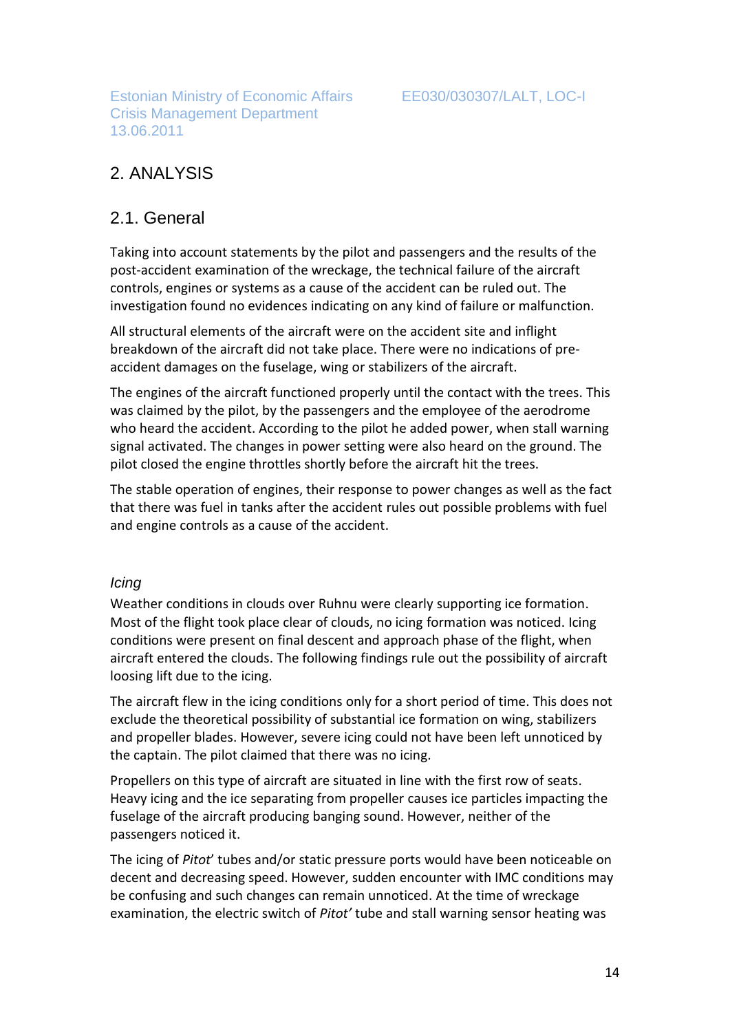# 2. ANALYSIS

## 2.1. General

Taking into account statements by the pilot and passengers and the results of the post-accident examination of the wreckage, the technical failure of the aircraft controls, engines or systems as a cause of the accident can be ruled out. The investigation found no evidences indicating on any kind of failure or malfunction.

All structural elements of the aircraft were on the accident site and inflight breakdown of the aircraft did not take place. There were no indications of pre-accident damages on the fuselage, wing or stabilizers of the aircraft.

The engines of the aircraft functioned properly until the contact with the trees. This was claimed by the pilot, by the passengers and the employee of the aerodrome who heard the accident. According to the pilot he added power, when stall warning signal activated. The changes in power setting were also heard on the ground. The pilot closed the engine throttles shortly before the aircraft hit the trees.

The stable operation of engines, their response to power changes as well as the fact that there was fuel in tanks after the accident rules out possible problems with fuel and engine controls as a cause of the accident.

### *Icing*

Weather conditions in clouds over Ruhnu were clearly supporting ice formation. Most of the flight took place clear of clouds, no icing formation was noticed. Icing conditions were present on final descent and approach phase of the flight, when aircraft entered the clouds. The following findings rule out the possibility of aircraft loosing lift due to the icing.

The aircraft flew in the icing conditions only for a short period of time. This does not exclude the theoretical possibility of substantial ice formation on wing, stabilizers and propeller blades. However, severe icing could not have been left unnoticed by the captain. The pilot claimed that there was no icing.

Propellers on this type of aircraft are situated in line with the first row of seats. Heavy icing and the ice separating from propeller causes ice particles impacting the fuselage of the aircraft producing banging sound. However, neither of the passengers noticed it.

The icing of *Pitot*' tubes and/or static pressure ports would have been noticeable on decent and decreasing speed. However, sudden encounter with IMC conditions may be confusing and such changes can remain unnoticed. At the time of wreckage examination, the electric switch of *Pitot'* tube and stall warning sensor heating was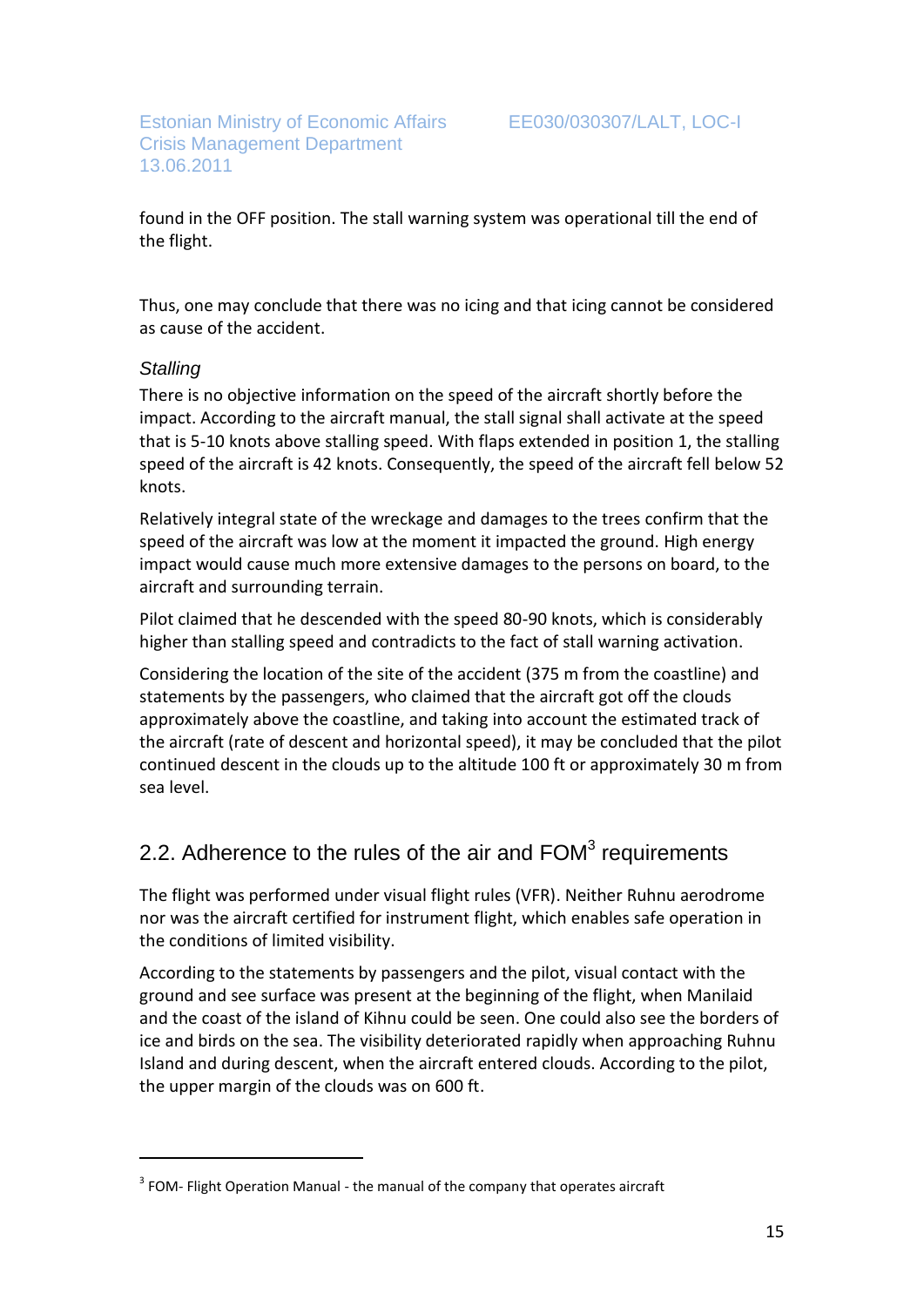found in the OFF position. The stall warning system was operational till the end of the flight.

Thus, one may conclude that there was no icing and that icing cannot be considered as cause of the accident.

*Stalling*

There is no objective information on the speed of the aircraft shortly before the impact. According to the aircraft manual, the stall signal shall activate at the speed that is 5-10 knots above stalling speed. With flaps extended in position 1, the stalling speed of the aircraft is 42 knots. Consequently, the speed of the aircraft fell below 52 knots.

Relatively integral state of the wreckage and damages to the trees confirm that the speed of the aircraft was low at the moment it impacted the ground. High energy impact would cause much more extensive damages to the persons on board, to the aircraft and surrounding terrain.

Pilot claimed that he descended with the speed 80-90 knots, which is considerably higher than stalling speed and contradicts to the fact of stall warning activation.

Considering the location of the site of the accident (375 m from the coastline) and statements by the passengers, who claimed that the aircraft got off the clouds approximately above the coastline, and taking into account the estimated track of the aircraft (rate of descent and horizontal speed), it may be concluded that the pilot continued descent in the clouds up to the altitude 100 ft or approximately 30 m from sea level.

## 2.2. Adherence to the rules of the air and FOM[3] requirements

The flight was performed under visual flight rules (VFR). Neither Ruhnu aerodrome nor was the aircraft certified for instrument flight, which enables safe operation in the conditions of limited visibility.

According to the statements by passengers and the pilot, visual contact with the ground and see surface was present at the beginning of the flight, when Manilaid and the coast of the island of Kihnu could be seen. One could also see the borders of ice and birds on the sea. The visibility deteriorated rapidly when approaching Ruhnu Island and during descent, when the aircraft entered clouds. According to the pilot, the upper margin of the clouds was on 600 ft.

[3] FOM- Flight Operation Manual - the manual of the company that operates aircraft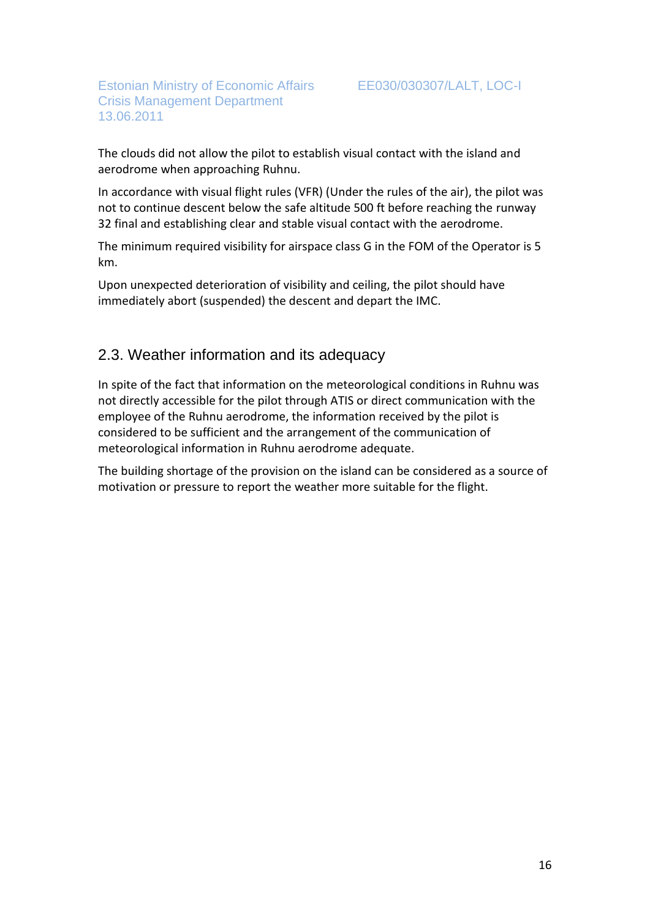The clouds did not allow the pilot to establish visual contact with the island and aerodrome when approaching Ruhnu.

In accordance with visual flight rules (VFR) (Under the rules of the air), the pilot was not to continue descent below the safe altitude 500 ft before reaching the runway 32 final and establishing clear and stable visual contact with the aerodrome.

The minimum required visibility for airspace class G in the FOM of the Operator is 5 km.

Upon unexpected deterioration of visibility and ceiling, the pilot should have immediately abort (suspended) the descent and depart the IMC.

## 2.3. Weather information and its adequacy

In spite of the fact that information on the meteorological conditions in Ruhnu was not directly accessible for the pilot through ATIS or direct communication with the employee of the Ruhnu aerodrome, the information received by the pilot is considered to be sufficient and the arrangement of the communication of meteorological information in Ruhnu aerodrome adequate.

The building shortage of the provision on the island can be considered as a source of motivation or pressure to report the weather more suitable for the flight.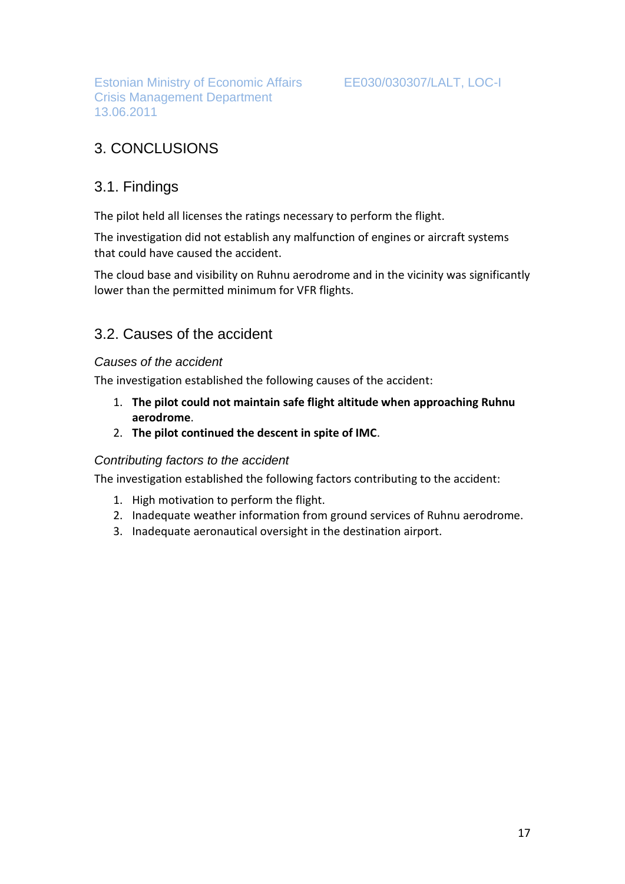# 3. CONCLUSIONS

## 3.1. Findings

The pilot held all licenses the ratings necessary to perform the flight.

The investigation did not establish any malfunction of engines or aircraft systems that could have caused the accident.

The cloud base and visibility on Ruhnu aerodrome and in the vicinity was significantly lower than the permitted minimum for VFR flights.

## 3.2. Causes of the accident

### *Causes of the accident*

The investigation established the following causes of the accident:

1. **The pilot could not maintain safe flight altitude when approaching Ruhnu aerodrome**.
2. **The pilot continued the descent in spite of IMC**.

### *Contributing factors to the accident*

The investigation established the following factors contributing to the accident:

1. High motivation to perform the flight.
2. Inadequate weather information from ground services of Ruhnu aerodrome.
3. Inadequate aeronautical oversight in the destination airport.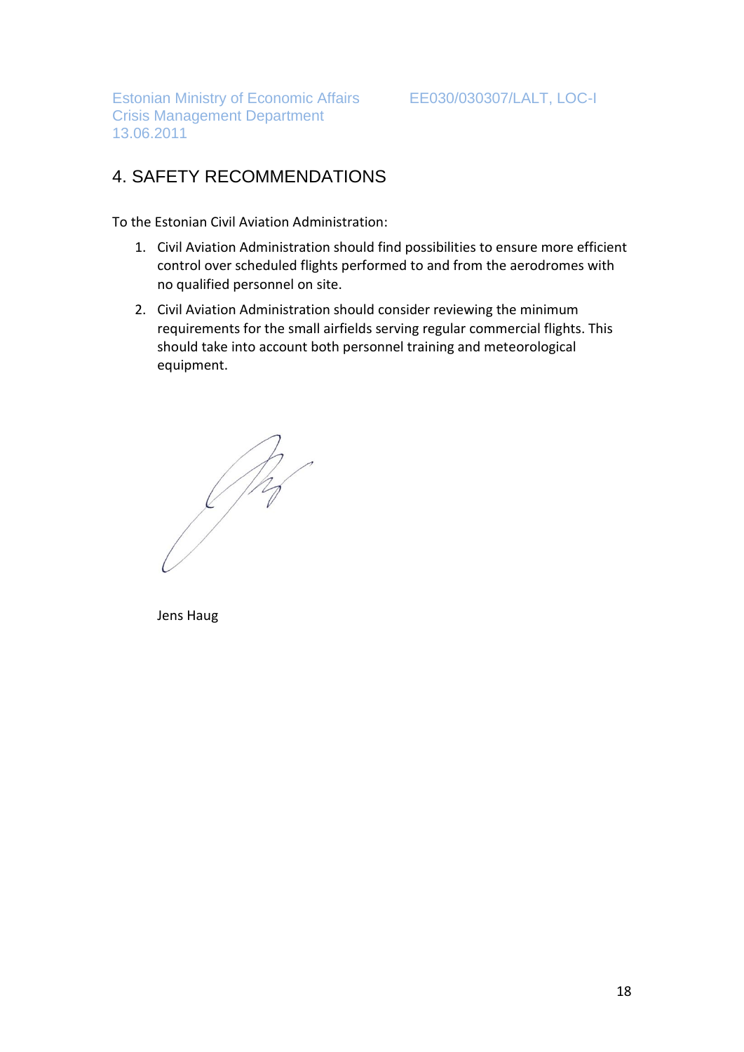# 4. SAFETY RECOMMENDATIONS

To the Estonian Civil Aviation Administration:

1. Civil Aviation Administration should find possibilities to ensure more efficient control over scheduled flights performed to and from the aerodromes with no qualified personnel on site.
2. Civil Aviation Administration should consider reviewing the minimum requirements for the small airfields serving regular commercial flights. This should take into account both personnel training and meteorological equipment.

Jens Haug